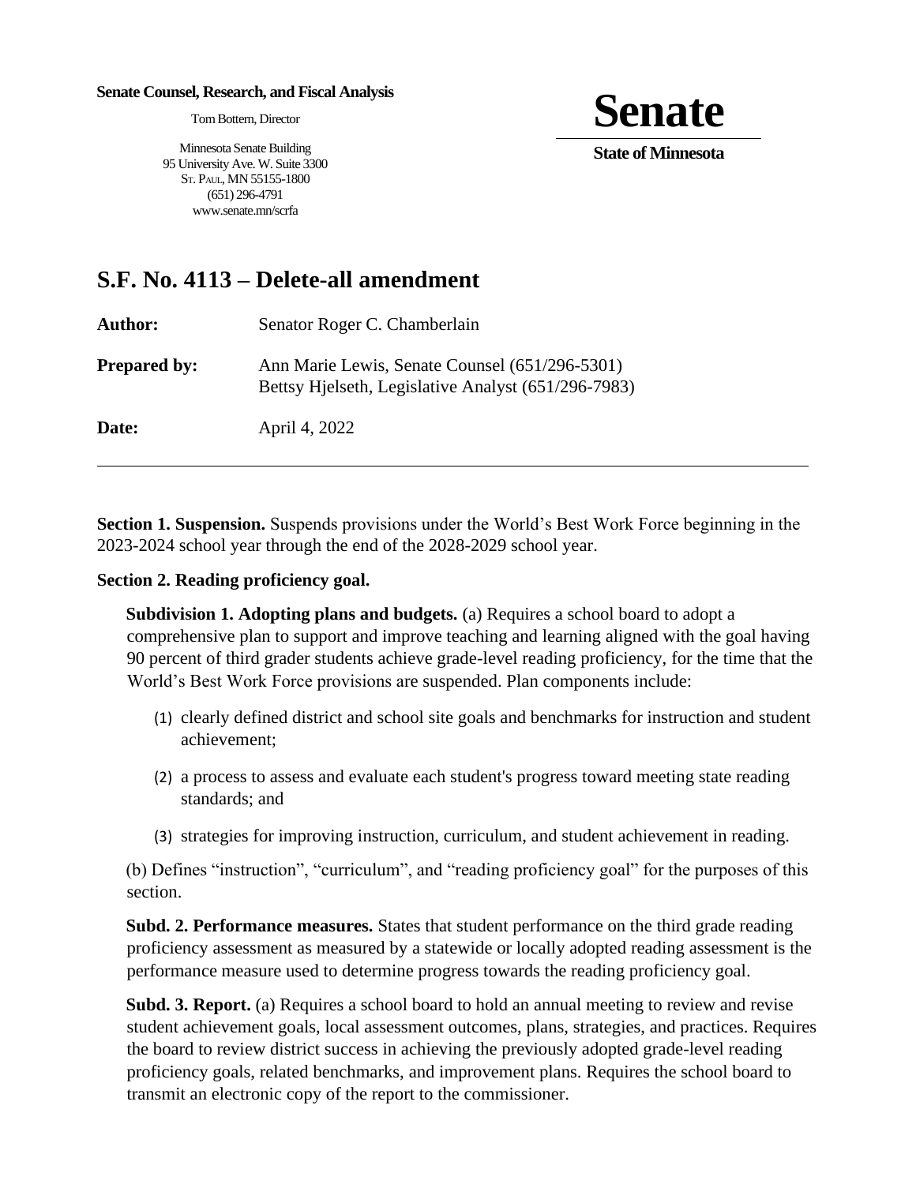**Senate Counsel, Research, and Fiscal Analysis**

Tom Bottern, Director

Minnesota Senate Building
95 University Ave. W. Suite 3300
St. Paul, MN 55155-1800
(651) 296-4791
www.senate.mn/scrfa

**Senate**

**State of Minnesota**

# S.F. No. 4113 – Delete-all amendment

**Author:** Senator Roger C. Chamberlain

**Prepared by:** Ann Marie Lewis, Senate Counsel (651/296-5301)
Bettsy Hjelseth, Legislative Analyst (651/296-7983)

**Date:** April 4, 2022

---

**Section 1. Suspension.** Suspends provisions under the World's Best Work Force beginning in the 2023-2024 school year through the end of the 2028-2029 school year.

**Section 2. Reading proficiency goal.**

**Subdivision 1. Adopting plans and budgets.** (a) Requires a school board to adopt a comprehensive plan to support and improve teaching and learning aligned with the goal having 90 percent of third grader students achieve grade-level reading proficiency, for the time that the World's Best Work Force provisions are suspended. Plan components include:

1. clearly defined district and school site goals and benchmarks for instruction and student achievement;
2. a process to assess and evaluate each student's progress toward meeting state reading standards; and
3. strategies for improving instruction, curriculum, and student achievement in reading.

(b) Defines "instruction", "curriculum", and "reading proficiency goal" for the purposes of this section.

**Subd. 2. Performance measures.** States that student performance on the third grade reading proficiency assessment as measured by a statewide or locally adopted reading assessment is the performance measure used to determine progress towards the reading proficiency goal.

**Subd. 3. Report.** (a) Requires a school board to hold an annual meeting to review and revise student achievement goals, local assessment outcomes, plans, strategies, and practices. Requires the board to review district success in achieving the previously adopted grade-level reading proficiency goals, related benchmarks, and improvement plans. Requires the school board to transmit an electronic copy of the report to the commissioner.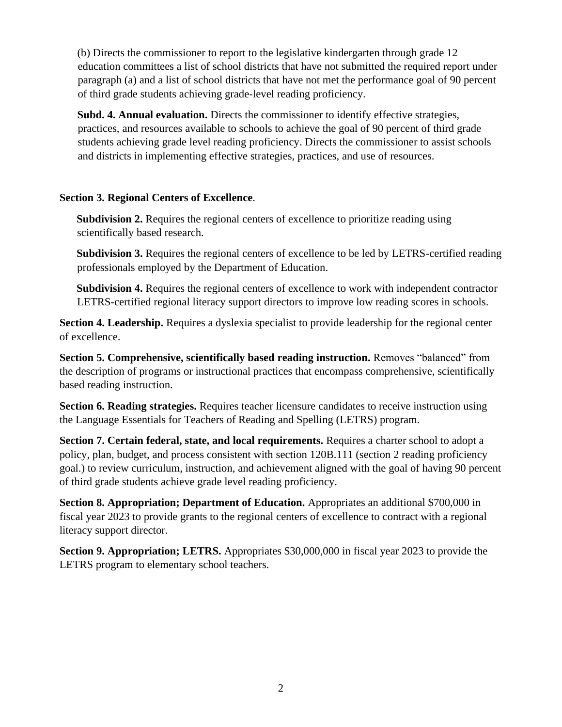(b) Directs the commissioner to report to the legislative kindergarten through grade 12 education committees a list of school districts that have not submitted the required report under paragraph (a) and a list of school districts that have not met the performance goal of 90 percent of third grade students achieving grade-level reading proficiency.

**Subd. 4. Annual evaluation.** Directs the commissioner to identify effective strategies, practices, and resources available to schools to achieve the goal of 90 percent of third grade students achieving grade level reading proficiency. Directs the commissioner to assist schools and districts in implementing effective strategies, practices, and use of resources.

**Section 3. Regional Centers of Excellence**.

**Subdivision 2.** Requires the regional centers of excellence to prioritize reading using scientifically based research.

**Subdivision 3.** Requires the regional centers of excellence to be led by LETRS-certified reading professionals employed by the Department of Education.

**Subdivision 4.** Requires the regional centers of excellence to work with independent contractor LETRS-certified regional literacy support directors to improve low reading scores in schools.

**Section 4. Leadership.** Requires a dyslexia specialist to provide leadership for the regional center of excellence.

**Section 5. Comprehensive, scientifically based reading instruction.** Removes "balanced" from the description of programs or instructional practices that encompass comprehensive, scientifically based reading instruction.

**Section 6. Reading strategies.** Requires teacher licensure candidates to receive instruction using the Language Essentials for Teachers of Reading and Spelling (LETRS) program.

**Section 7. Certain federal, state, and local requirements.** Requires a charter school to adopt a policy, plan, budget, and process consistent with section 120B.111 (section 2 reading proficiency goal.) to review curriculum, instruction, and achievement aligned with the goal of having 90 percent of third grade students achieve grade level reading proficiency.

**Section 8. Appropriation; Department of Education.** Appropriates an additional $700,000 in fiscal year 2023 to provide grants to the regional centers of excellence to contract with a regional literacy support director.

**Section 9. Appropriation; LETRS.** Appropriates $30,000,000 in fiscal year 2023 to provide the LETRS program to elementary school teachers.